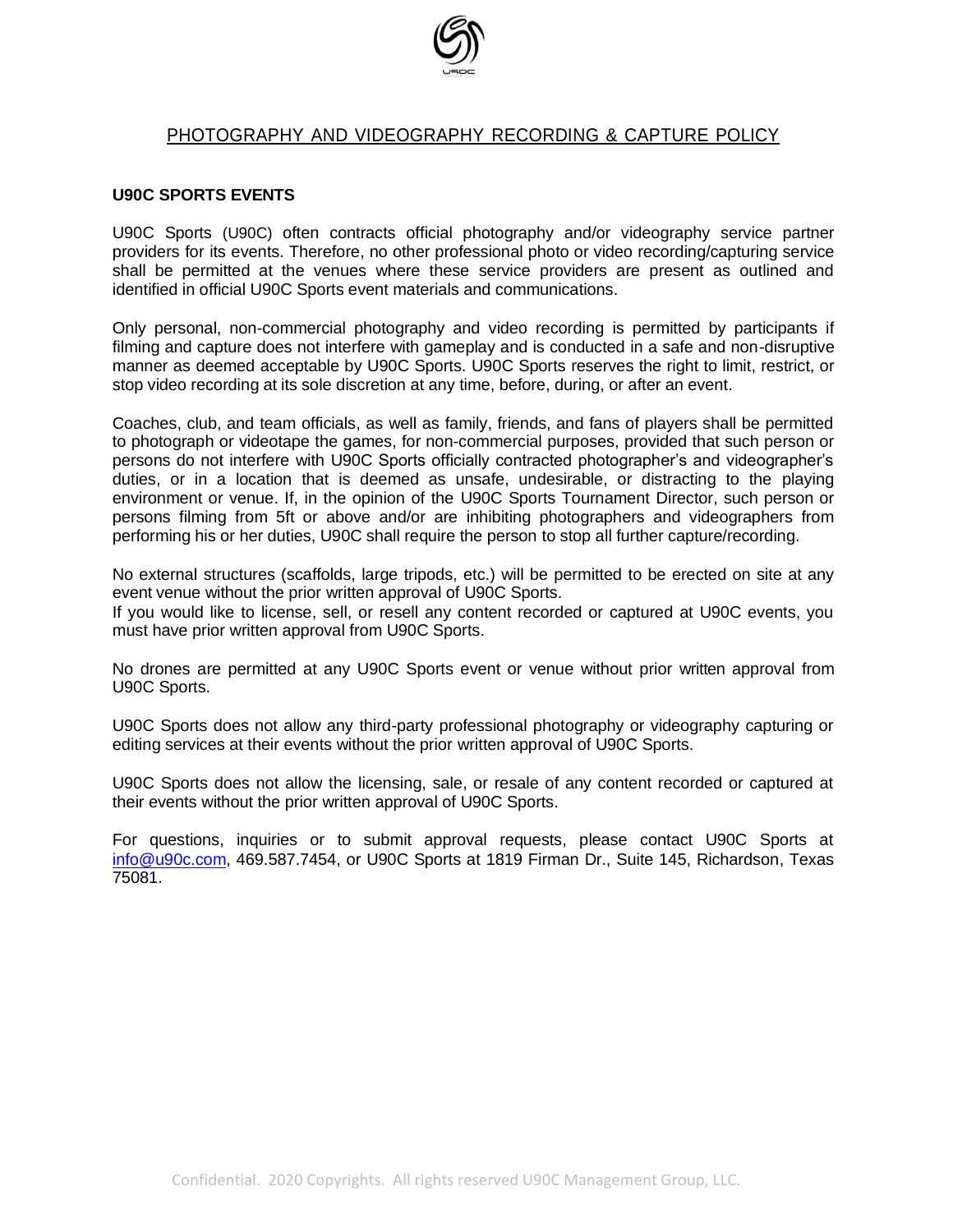# PHOTOGRAPHY AND VIDEOGRAPHY RECORDING & CAPTURE POLICY

## U90C SPORTS EVENTS

U90C Sports (U90C) often contracts official photography and/or videography service partner providers for its events. Therefore, no other professional photo or video recording/capturing service shall be permitted at the venues where these service providers are present as outlined and identified in official U90C Sports event materials and communications.

Only personal, non-commercial photography and video recording is permitted by participants if filming and capture does not interfere with gameplay and is conducted in a safe and non-disruptive manner as deemed acceptable by U90C Sports. U90C Sports reserves the right to limit, restrict, or stop video recording at its sole discretion at any time, before, during, or after an event.

Coaches, club, and team officials, as well as family, friends, and fans of players shall be permitted to photograph or videotape the games, for non-commercial purposes, provided that such person or persons do not interfere with U90C Sports officially contracted photographer's and videographer's duties, or in a location that is deemed as unsafe, undesirable, or distracting to the playing environment or venue. If, in the opinion of the U90C Sports Tournament Director, such person or persons filming from 5ft or above and/or are inhibiting photographers and videographers from performing his or her duties, U90C shall require the person to stop all further capture/recording.

No external structures (scaffolds, large tripods, etc.) will be permitted to be erected on site at any event venue without the prior written approval of U90C Sports.
If you would like to license, sell, or resell any content recorded or captured at U90C events, you must have prior written approval from U90C Sports.

No drones are permitted at any U90C Sports event or venue without prior written approval from U90C Sports.

U90C Sports does not allow any third-party professional photography or videography capturing or editing services at their events without the prior written approval of U90C Sports.

U90C Sports does not allow the licensing, sale, or resale of any content recorded or captured at their events without the prior written approval of U90C Sports.

For questions, inquiries or to submit approval requests, please contact U90C Sports at info@u90c.com, 469.587.7454, or U90C Sports at 1819 Firman Dr., Suite 145, Richardson, Texas 75081.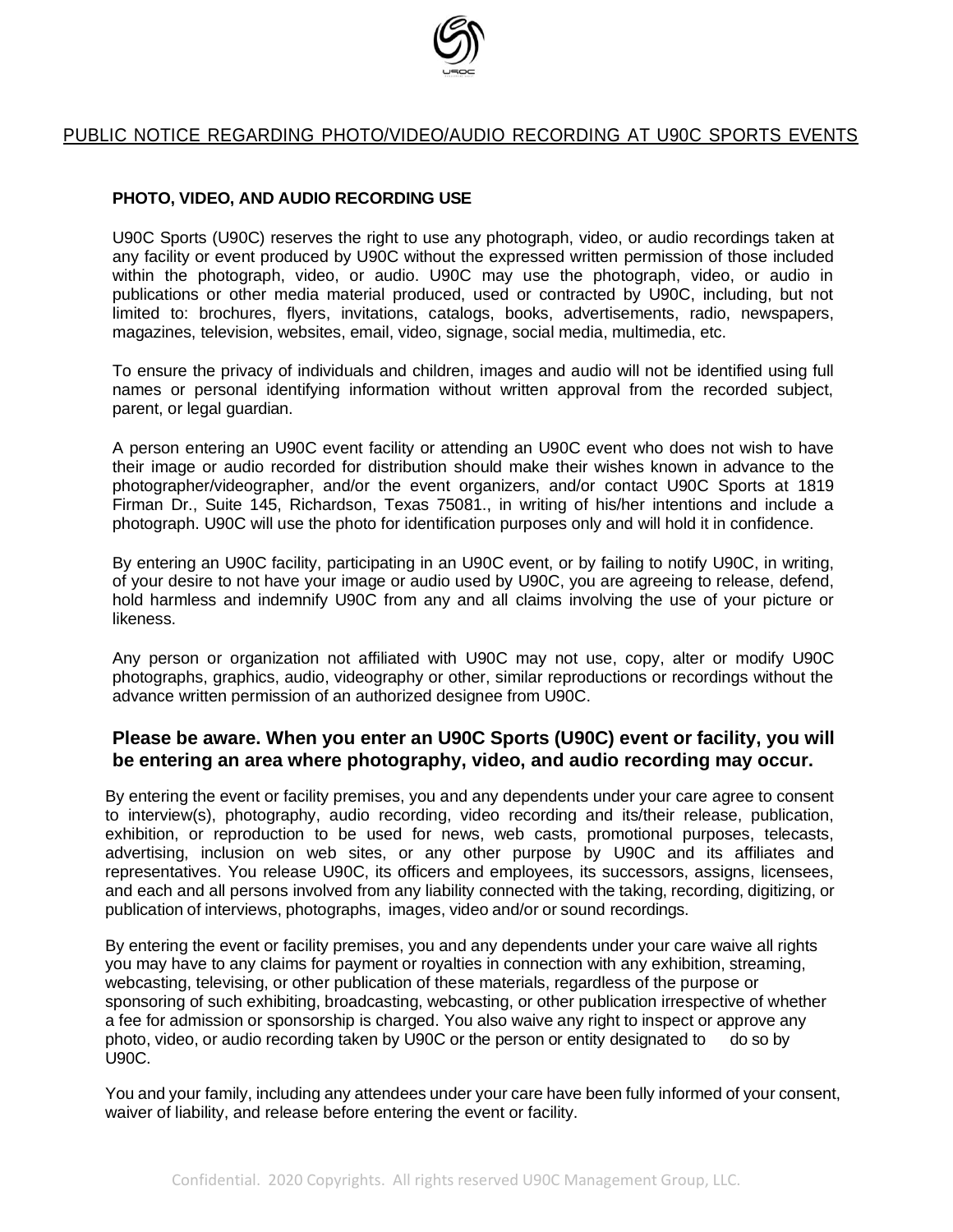## PUBLIC NOTICE REGARDING PHOTO/VIDEO/AUDIO RECORDING AT U90C SPORTS EVENTS

**PHOTO, VIDEO, AND AUDIO RECORDING USE**

U90C Sports (U90C) reserves the right to use any photograph, video, or audio recordings taken at any facility or event produced by U90C without the expressed written permission of those included within the photograph, video, or audio. U90C may use the photograph, video, or audio in publications or other media material produced, used or contracted by U90C, including, but not limited to: brochures, flyers, invitations, catalogs, books, advertisements, radio, newspapers, magazines, television, websites, email, video, signage, social media, multimedia, etc.

To ensure the privacy of individuals and children, images and audio will not be identified using full names or personal identifying information without written approval from the recorded subject, parent, or legal guardian.

A person entering an U90C event facility or attending an U90C event who does not wish to have their image or audio recorded for distribution should make their wishes known in advance to the photographer/videographer, and/or the event organizers, and/or contact U90C Sports at 1819 Firman Dr., Suite 145, Richardson, Texas 75081., in writing of his/her intentions and include a photograph. U90C will use the photo for identification purposes only and will hold it in confidence.

By entering an U90C facility, participating in an U90C event, or by failing to notify U90C, in writing, of your desire to not have your image or audio used by U90C, you are agreeing to release, defend, hold harmless and indemnify U90C from any and all claims involving the use of your picture or likeness.

Any person or organization not affiliated with U90C may not use, copy, alter or modify U90C photographs, graphics, audio, videography or other, similar reproductions or recordings without the advance written permission of an authorized designee from U90C.

**Please be aware. When you enter an U90C Sports (U90C) event or facility, you will be entering an area where photography, video, and audio recording may occur.**

By entering the event or facility premises, you and any dependents under your care agree to consent to interview(s), photography, audio recording, video recording and its/their release, publication, exhibition, or reproduction to be used for news, web casts, promotional purposes, telecasts, advertising, inclusion on web sites, or any other purpose by U90C and its affiliates and representatives. You release U90C, its officers and employees, its successors, assigns, licensees, and each and all persons involved from any liability connected with the taking, recording, digitizing, or publication of interviews, photographs, images, video and/or or sound recordings.

By entering the event or facility premises, you and any dependents under your care waive all rights you may have to any claims for payment or royalties in connection with any exhibition, streaming, webcasting, televising, or other publication of these materials, regardless of the purpose or sponsoring of such exhibiting, broadcasting, webcasting, or other publication irrespective of whether a fee for admission or sponsorship is charged. You also waive any right to inspect or approve any photo, video, or audio recording taken by U90C or the person or entity designated to do so by U90C.

You and your family, including any attendees under your care have been fully informed of your consent, waiver of liability, and release before entering the event or facility.

Confidential. 2020 Copyrights. All rights reserved U90C Management Group, LLC.